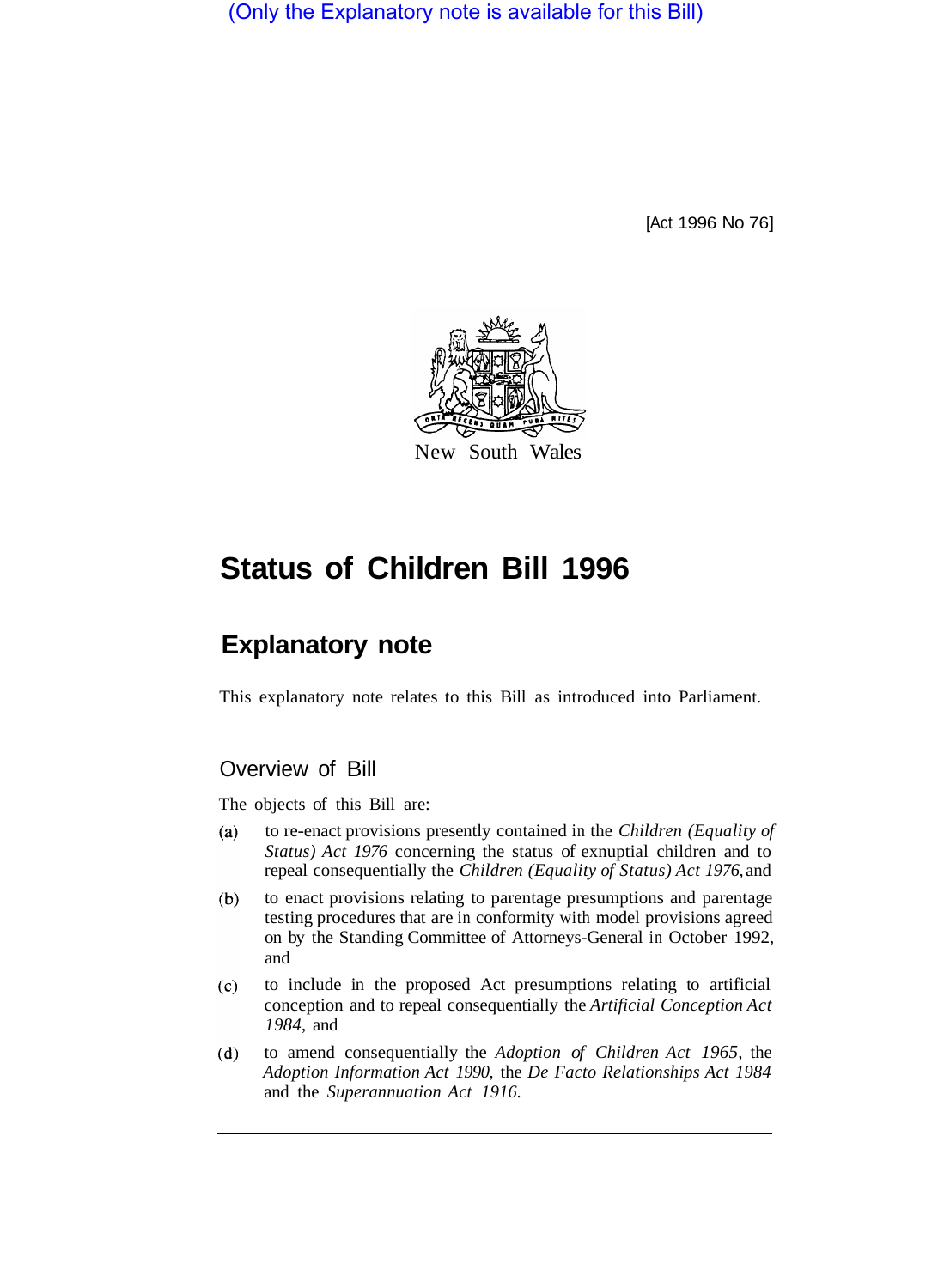(Only the Explanatory note is available for this Bill)

[Act 1996 No 76]

New South Wales

# Status of Children Bill 1996

## Explanatory note

This explanatory note relates to this Bill as introduced into Parliament.

### Overview of Bill

The objects of this Bill are:

(a) to re-enact provisions presently contained in the *Children (Equality of Status) Act 1976* concerning the status of exnuptial children and to repeal consequentially the *Children (Equality of Status) Act 1976,* and

(b) to enact provisions relating to parentage presumptions and parentage testing procedures that are in conformity with model provisions agreed on by the Standing Committee of Attorneys-General in October 1992, and

(c) to include in the proposed Act presumptions relating to artificial conception and to repeal consequentially the *Artificial Conception Act 1984,* and

(d) to amend consequentially the *Adoption of Children Act 1965,* the *Adoption Information Act 1990,* the *De Facto Relationships Act 1984* and the *Superannuation Act 1916.*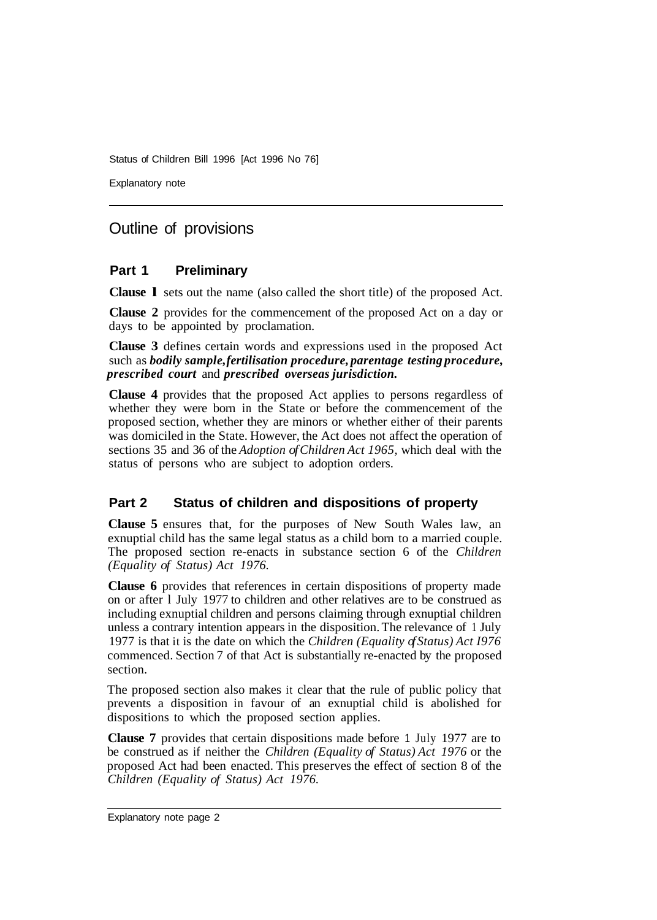## Outline of provisions

### Part 1 Preliminary

**Clause 1** sets out the name (also called the short title) of the proposed Act.

**Clause 2** provides for the commencement of the proposed Act on a day or days to be appointed by proclamation.

**Clause 3** defines certain words and expressions used in the proposed Act such as ***bodily sample, fertilisation procedure, parentage testing procedure, prescribed court*** and ***prescribed overseas jurisdiction.***

**Clause 4** provides that the proposed Act applies to persons regardless of whether they were born in the State or before the commencement of the proposed section, whether they are minors or whether either of their parents was domiciled in the State. However, the Act does not affect the operation of sections 35 and 36 of the *Adoption of Children Act 1965,* which deal with the status of persons who are subject to adoption orders.

### Part 2 Status of children and dispositions of property

**Clause 5** ensures that, for the purposes of New South Wales law, an exnuptial child has the same legal status as a child born to a married couple. The proposed section re-enacts in substance section 6 of the *Children (Equality of Status) Act 1976.*

**Clause 6** provides that references in certain dispositions of property made on or after 1 July 1977 to children and other relatives are to be construed as including exnuptial children and persons claiming through exnuptial children unless a contrary intention appears in the disposition. The relevance of 1 July 1977 is that it is the date on which the *Children (Equality of Status) Act 1976* commenced. Section 7 of that Act is substantially re-enacted by the proposed section.

The proposed section also makes it clear that the rule of public policy that prevents a disposition in favour of an exnuptial child is abolished for dispositions to which the proposed section applies.

**Clause 7** provides that certain dispositions made before 1 July 1977 are to be construed as if neither the *Children (Equality of Status) Act 1976* or the proposed Act had been enacted. This preserves the effect of section 8 of the *Children (Equality of Status) Act 1976.*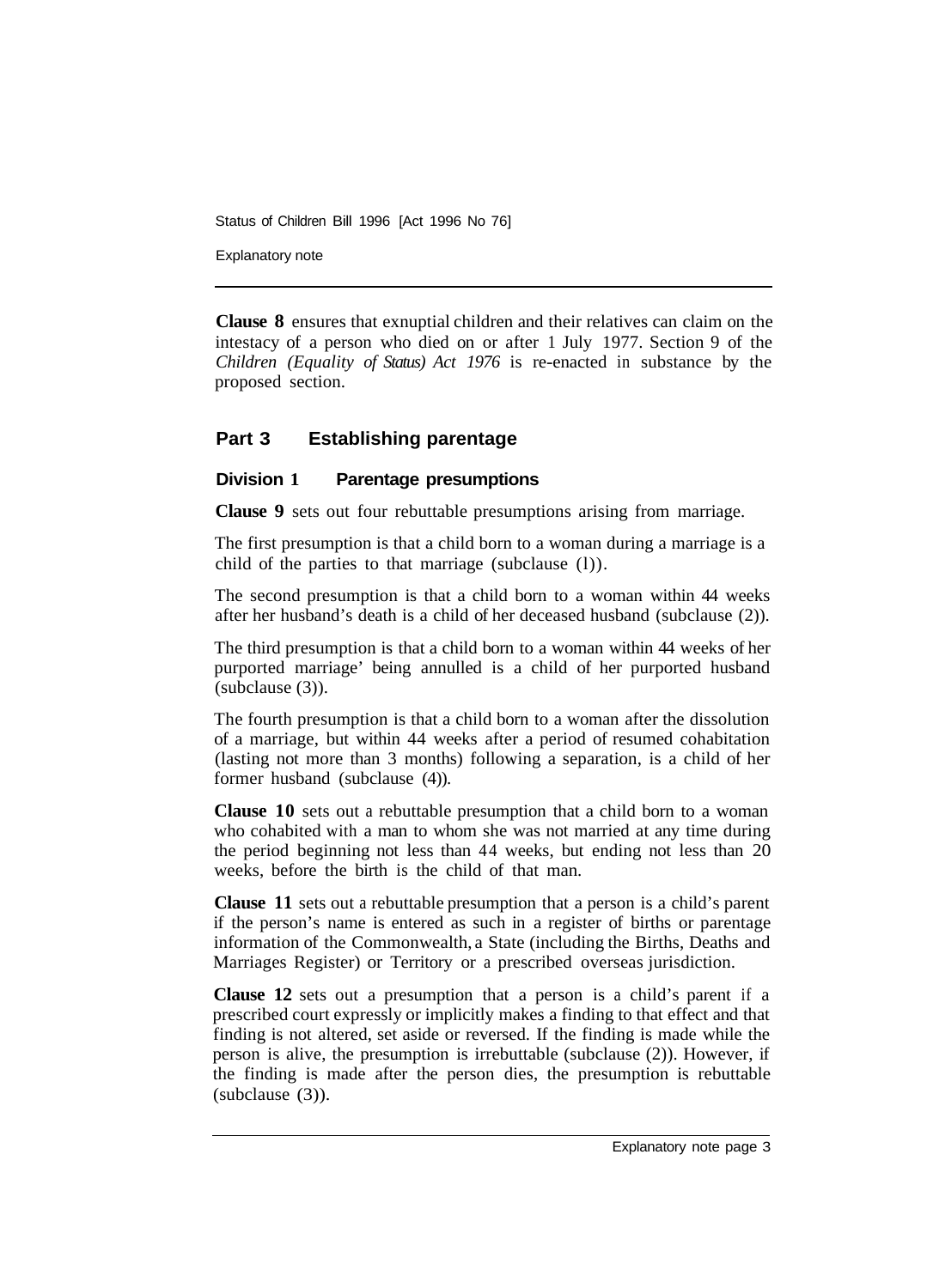**Clause 8** ensures that exnuptial children and their relatives can claim on the intestacy of a person who died on or after 1 July 1977. Section 9 of the *Children (Equality of Status) Act 1976* is re-enacted in substance by the proposed section.

## Part 3 Establishing parentage

### Division 1 Parentage presumptions

**Clause 9** sets out four rebuttable presumptions arising from marriage.

The first presumption is that a child born to a woman during a marriage is a child of the parties to that marriage (subclause (1)).

The second presumption is that a child born to a woman within 44 weeks after her husband's death is a child of her deceased husband (subclause (2)).

The third presumption is that a child born to a woman within 44 weeks of her purported marriage' being annulled is a child of her purported husband (subclause (3)).

The fourth presumption is that a child born to a woman after the dissolution of a marriage, but within 44 weeks after a period of resumed cohabitation (lasting not more than 3 months) following a separation, is a child of her former husband (subclause (4)).

**Clause 10** sets out a rebuttable presumption that a child born to a woman who cohabited with a man to whom she was not married at any time during the period beginning not less than 44 weeks, but ending not less than 20 weeks, before the birth is the child of that man.

**Clause 11** sets out a rebuttable presumption that a person is a child's parent if the person's name is entered as such in a register of births or parentage information of the Commonwealth, a State (including the Births, Deaths and Marriages Register) or Territory or a prescribed overseas jurisdiction.

**Clause 12** sets out a presumption that a person is a child's parent if a prescribed court expressly or implicitly makes a finding to that effect and that finding is not altered, set aside or reversed. If the finding is made while the person is alive, the presumption is irrebuttable (subclause (2)). However, if the finding is made after the person dies, the presumption is rebuttable (subclause (3)).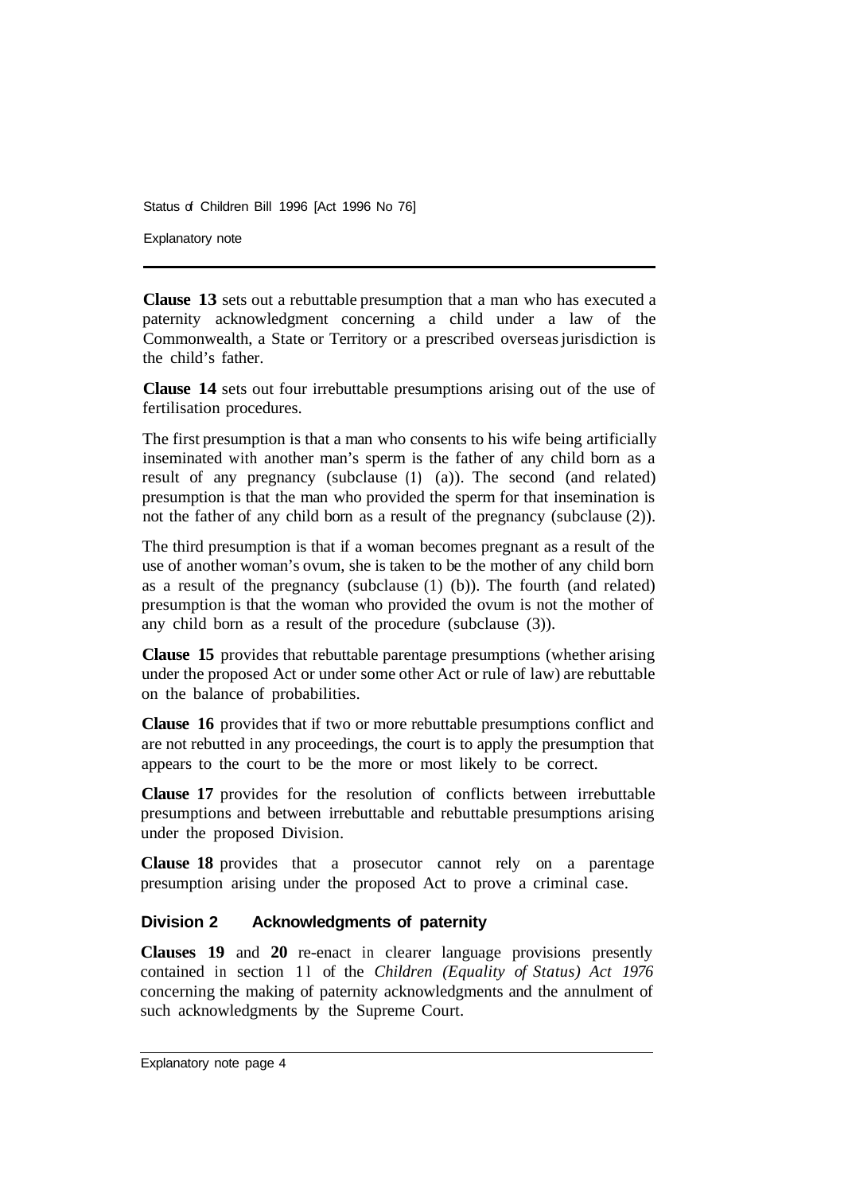**Clause 13** sets out a rebuttable presumption that a man who has executed a paternity acknowledgment concerning a child under a law of the Commonwealth, a State or Territory or a prescribed overseas jurisdiction is the child's father.

**Clause 14** sets out four irrebuttable presumptions arising out of the use of fertilisation procedures.

The first presumption is that a man who consents to his wife being artificially inseminated with another man's sperm is the father of any child born as a result of any pregnancy (subclause (1) (a)). The second (and related) presumption is that the man who provided the sperm for that insemination is not the father of any child born as a result of the pregnancy (subclause (2)).

The third presumption is that if a woman becomes pregnant as a result of the use of another woman's ovum, she is taken to be the mother of any child born as a result of the pregnancy (subclause (1) (b)). The fourth (and related) presumption is that the woman who provided the ovum is not the mother of any child born as a result of the procedure (subclause (3)).

**Clause 15** provides that rebuttable parentage presumptions (whether arising under the proposed Act or under some other Act or rule of law) are rebuttable on the balance of probabilities.

**Clause 16** provides that if two or more rebuttable presumptions conflict and are not rebutted in any proceedings, the court is to apply the presumption that appears to the court to be the more or most likely to be correct.

**Clause 17** provides for the resolution of conflicts between irrebuttable presumptions and between irrebuttable and rebuttable presumptions arising under the proposed Division.

**Clause 18** provides that a prosecutor cannot rely on a parentage presumption arising under the proposed Act to prove a criminal case.

### Division 2 Acknowledgments of paternity

**Clauses 19** and **20** re-enact in clearer language provisions presently contained in section 11 of the *Children (Equality of Status) Act 1976* concerning the making of paternity acknowledgments and the annulment of such acknowledgments by the Supreme Court.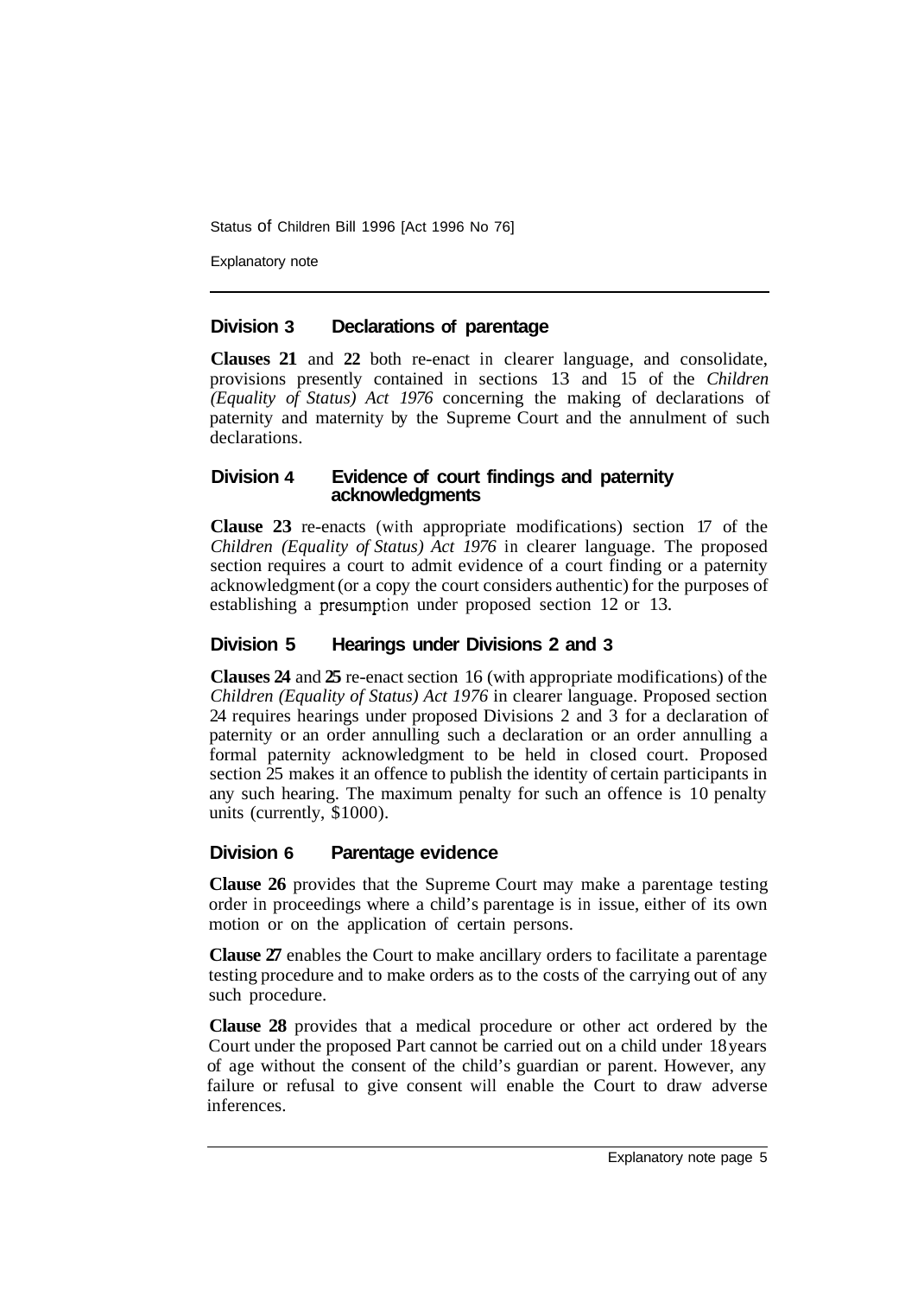## Division 3 Declarations of parentage

**Clauses 21** and **22** both re-enact in clearer language, and consolidate, provisions presently contained in sections 13 and 15 of the *Children (Equality of Status) Act 1976* concerning the making of declarations of paternity and maternity by the Supreme Court and the annulment of such declarations.

## Division 4 Evidence of court findings and paternity acknowledgments

**Clause 23** re-enacts (with appropriate modifications) section 17 of the *Children (Equality of Status) Act 1976* in clearer language. The proposed section requires a court to admit evidence of a court finding or a paternity acknowledgment (or a copy the court considers authentic) for the purposes of establishing a presumption under proposed section 12 or 13.

## Division 5 Hearings under Divisions 2 and 3

**Clauses 24** and **25** re-enact section 16 (with appropriate modifications) of the *Children (Equality of Status) Act 1976* in clearer language. Proposed section 24 requires hearings under proposed Divisions 2 and 3 for a declaration of paternity or an order annulling such a declaration or an order annulling a formal paternity acknowledgment to be held in closed court. Proposed section 25 makes it an offence to publish the identity of certain participants in any such hearing. The maximum penalty for such an offence is 10 penalty units (currently, $1000).

## Division 6 Parentage evidence

**Clause 26** provides that the Supreme Court may make a parentage testing order in proceedings where a child's parentage is in issue, either of its own motion or on the application of certain persons.

**Clause 27** enables the Court to make ancillary orders to facilitate a parentage testing procedure and to make orders as to the costs of the carrying out of any such procedure.

**Clause 28** provides that a medical procedure or other act ordered by the Court under the proposed Part cannot be carried out on a child under 18 years of age without the consent of the child's guardian or parent. However, any failure or refusal to give consent will enable the Court to draw adverse inferences.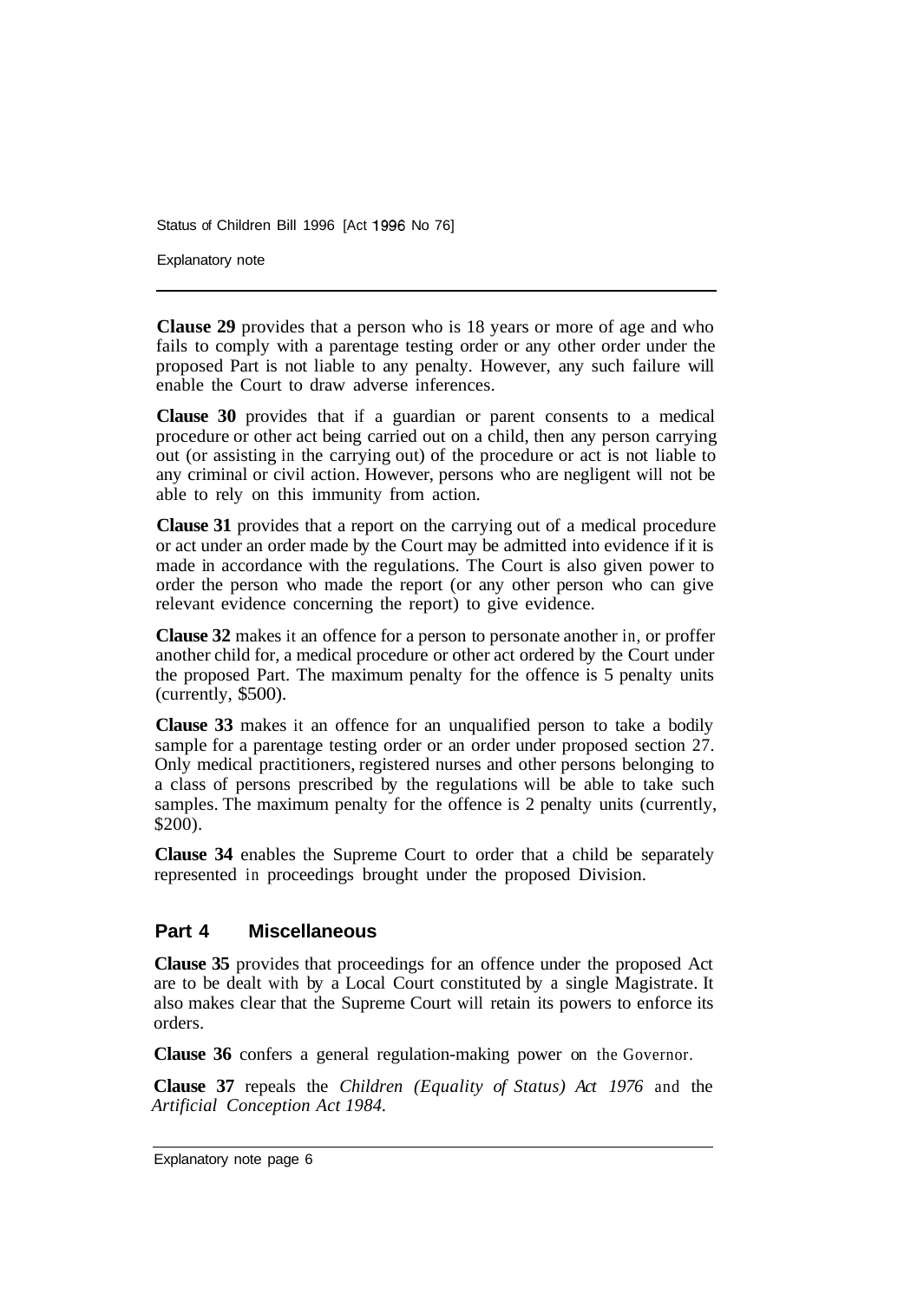**Clause 29** provides that a person who is 18 years or more of age and who fails to comply with a parentage testing order or any other order under the proposed Part is not liable to any penalty. However, any such failure will enable the Court to draw adverse inferences.

**Clause 30** provides that if a guardian or parent consents to a medical procedure or other act being carried out on a child, then any person carrying out (or assisting in the carrying out) of the procedure or act is not liable to any criminal or civil action. However, persons who are negligent will not be able to rely on this immunity from action.

**Clause 31** provides that a report on the carrying out of a medical procedure or act under an order made by the Court may be admitted into evidence if it is made in accordance with the regulations. The Court is also given power to order the person who made the report (or any other person who can give relevant evidence concerning the report) to give evidence.

**Clause 32** makes it an offence for a person to personate another in, or proffer another child for, a medical procedure or other act ordered by the Court under the proposed Part. The maximum penalty for the offence is 5 penalty units (currently, $500).

**Clause 33** makes it an offence for an unqualified person to take a bodily sample for a parentage testing order or an order under proposed section 27. Only medical practitioners, registered nurses and other persons belonging to a class of persons prescribed by the regulations will be able to take such samples. The maximum penalty for the offence is 2 penalty units (currently, $200).

**Clause 34** enables the Supreme Court to order that a child be separately represented in proceedings brought under the proposed Division.

## Part 4 Miscellaneous

**Clause 35** provides that proceedings for an offence under the proposed Act are to be dealt with by a Local Court constituted by a single Magistrate. It also makes clear that the Supreme Court will retain its powers to enforce its orders.

**Clause 36** confers a general regulation-making power on the Governor.

**Clause 37** repeals the *Children (Equality of Status) Act 1976* and the *Artificial Conception Act 1984.*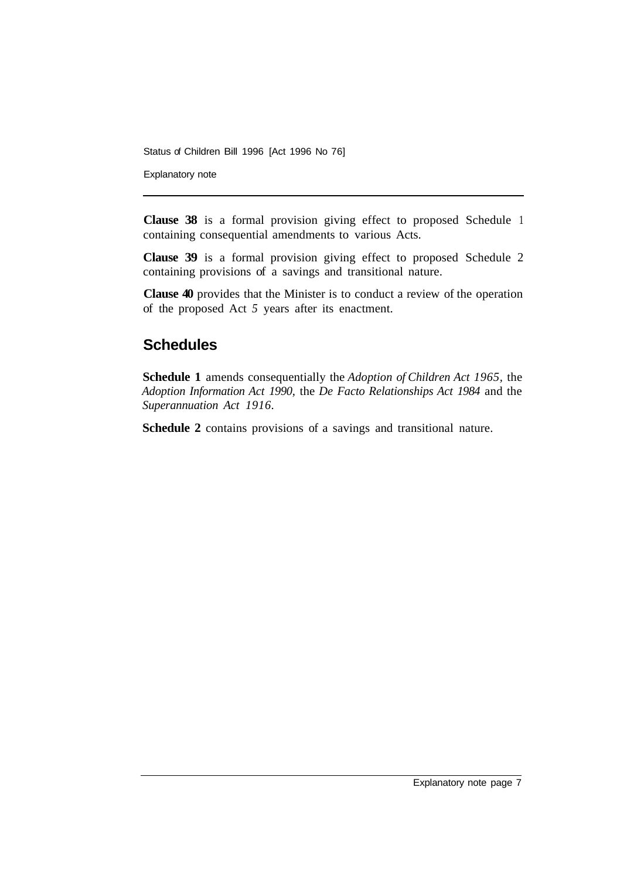**Clause 38** is a formal provision giving effect to proposed Schedule 1 containing consequential amendments to various Acts.

**Clause 39** is a formal provision giving effect to proposed Schedule 2 containing provisions of a savings and transitional nature.

**Clause 40** provides that the Minister is to conduct a review of the operation of the proposed Act *5* years after its enactment.

## Schedules

**Schedule 1** amends consequentially the *Adoption of Children Act 1965,* the *Adoption Information Act 1990,* the *De Facto Relationships Act 1984* and the *Superannuation Act 1916*.

**Schedule 2** contains provisions of a savings and transitional nature.